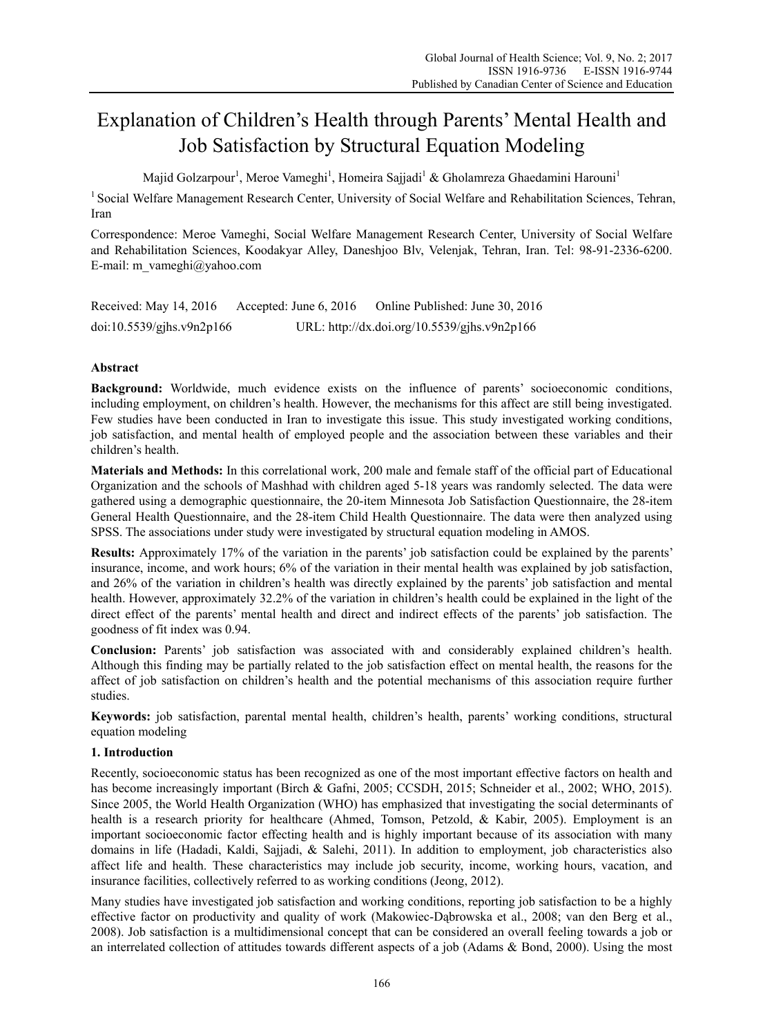# Explanation of Children's Health through Parents' Mental Health and Job Satisfaction by Structural Equation Modeling

Majid Golzarpour[1], Meroe Vameghi[1], Homeira Sajjadi[1] & Gholamreza Ghaedamini Harouni[1]

[1] Social Welfare Management Research Center, University of Social Welfare and Rehabilitation Sciences, Tehran, Iran

Correspondence: Meroe Vameghi, Social Welfare Management Research Center, University of Social Welfare and Rehabilitation Sciences, Koodakyar Alley, Daneshjoo Blv, Velenjak, Tehran, Iran. Tel: 98-91-2336-6200. E-mail: m_vameghi@yahoo.com

Received: May 14, 2016 Accepted: June 6, 2016 Online Published: June 30, 2016

doi:10.5539/gjhs.v9n2p166 URL: http://dx.doi.org/10.5539/gjhs.v9n2p166

## Abstract

**Background:** Worldwide, much evidence exists on the influence of parents' socioeconomic conditions, including employment, on children's health. However, the mechanisms for this affect are still being investigated. Few studies have been conducted in Iran to investigate this issue. This study investigated working conditions, job satisfaction, and mental health of employed people and the association between these variables and their children's health.

**Materials and Methods:** In this correlational work, 200 male and female staff of the official part of Educational Organization and the schools of Mashhad with children aged 5-18 years was randomly selected. The data were gathered using a demographic questionnaire, the 20-item Minnesota Job Satisfaction Questionnaire, the 28-item General Health Questionnaire, and the 28-item Child Health Questionnaire. The data were then analyzed using SPSS. The associations under study were investigated by structural equation modeling in AMOS.

**Results:** Approximately 17% of the variation in the parents' job satisfaction could be explained by the parents' insurance, income, and work hours; 6% of the variation in their mental health was explained by job satisfaction, and 26% of the variation in children's health was directly explained by the parents' job satisfaction and mental health. However, approximately 32.2% of the variation in children's health could be explained in the light of the direct effect of the parents' mental health and direct and indirect effects of the parents' job satisfaction. The goodness of fit index was 0.94.

**Conclusion:** Parents' job satisfaction was associated with and considerably explained children's health. Although this finding may be partially related to the job satisfaction effect on mental health, the reasons for the affect of job satisfaction on children's health and the potential mechanisms of this association require further studies.

**Keywords:** job satisfaction, parental mental health, children's health, parents' working conditions, structural equation modeling

## 1. Introduction

Recently, socioeconomic status has been recognized as one of the most important effective factors on health and has become increasingly important (Birch & Gafni, 2005; CCSDH, 2015; Schneider et al., 2002; WHO, 2015). Since 2005, the World Health Organization (WHO) has emphasized that investigating the social determinants of health is a research priority for healthcare (Ahmed, Tomson, Petzold, & Kabir, 2005). Employment is an important socioeconomic factor effecting health and is highly important because of its association with many domains in life (Hadadi, Kaldi, Sajjadi, & Salehi, 2011). In addition to employment, job characteristics also affect life and health. These characteristics may include job security, income, working hours, vacation, and insurance facilities, collectively referred to as working conditions (Jeong, 2012).

Many studies have investigated job satisfaction and working conditions, reporting job satisfaction to be a highly effective factor on productivity and quality of work (Makowiec-Dąbrowska et al., 2008; van den Berg et al., 2008). Job satisfaction is a multidimensional concept that can be considered an overall feeling towards a job or an interrelated collection of attitudes towards different aspects of a job (Adams & Bond, 2000). Using the most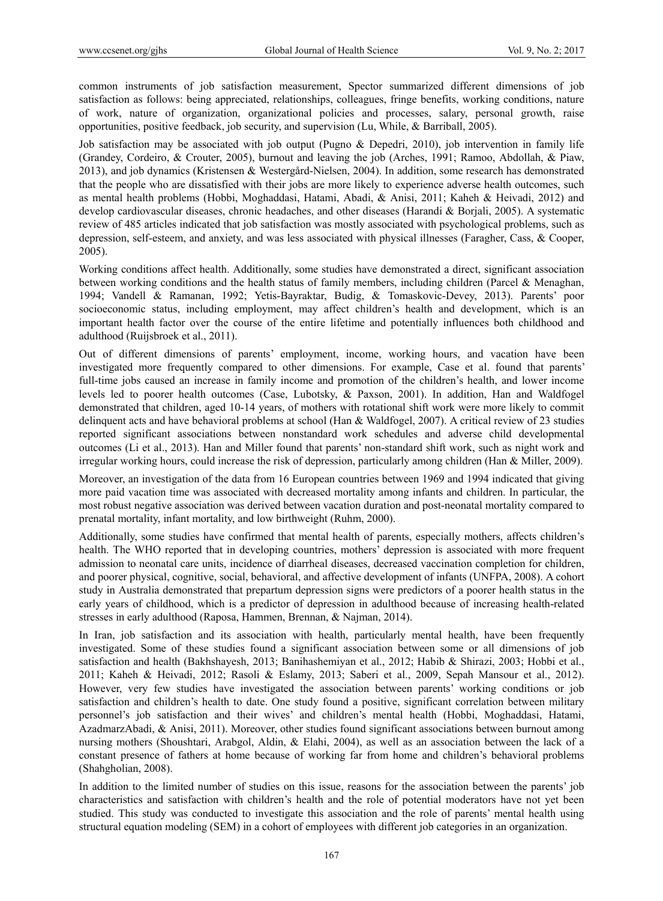common instruments of job satisfaction measurement, Spector summarized different dimensions of job satisfaction as follows: being appreciated, relationships, colleagues, fringe benefits, working conditions, nature of work, nature of organization, organizational policies and processes, salary, personal growth, raise opportunities, positive feedback, job security, and supervision (Lu, While, & Barriball, 2005).

Job satisfaction may be associated with job output (Pugno & Depedri, 2010), job intervention in family life (Grandey, Cordeiro, & Crouter, 2005), burnout and leaving the job (Arches, 1991; Ramoo, Abdollah, & Piaw, 2013), and job dynamics (Kristensen & Westergård-Nielsen, 2004). In addition, some research has demonstrated that the people who are dissatisfied with their jobs are more likely to experience adverse health outcomes, such as mental health problems (Hobbi, Moghaddasi, Hatami, Abadi, & Anisi, 2011; Kaheh & Heivadi, 2012) and develop cardiovascular diseases, chronic headaches, and other diseases (Harandi & Borjali, 2005). A systematic review of 485 articles indicated that job satisfaction was mostly associated with psychological problems, such as depression, self-esteem, and anxiety, and was less associated with physical illnesses (Faragher, Cass, & Cooper, 2005).

Working conditions affect health. Additionally, some studies have demonstrated a direct, significant association between working conditions and the health status of family members, including children (Parcel & Menaghan, 1994; Vandell & Ramanan, 1992; Yetis-Bayraktar, Budig, & Tomaskovic-Devey, 2013). Parents' poor socioeconomic status, including employment, may affect children's health and development, which is an important health factor over the course of the entire lifetime and potentially influences both childhood and adulthood (Ruijsbroek et al., 2011).

Out of different dimensions of parents' employment, income, working hours, and vacation have been investigated more frequently compared to other dimensions. For example, Case et al. found that parents' full-time jobs caused an increase in family income and promotion of the children's health, and lower income levels led to poorer health outcomes (Case, Lubotsky, & Paxson, 2001). In addition, Han and Waldfogel demonstrated that children, aged 10-14 years, of mothers with rotational shift work were more likely to commit delinquent acts and have behavioral problems at school (Han & Waldfogel, 2007). A critical review of 23 studies reported significant associations between nonstandard work schedules and adverse child developmental outcomes (Li et al., 2013). Han and Miller found that parents' non-standard shift work, such as night work and irregular working hours, could increase the risk of depression, particularly among children (Han & Miller, 2009).

Moreover, an investigation of the data from 16 European countries between 1969 and 1994 indicated that giving more paid vacation time was associated with decreased mortality among infants and children. In particular, the most robust negative association was derived between vacation duration and post-neonatal mortality compared to prenatal mortality, infant mortality, and low birthweight (Ruhm, 2000).

Additionally, some studies have confirmed that mental health of parents, especially mothers, affects children's health. The WHO reported that in developing countries, mothers' depression is associated with more frequent admission to neonatal care units, incidence of diarrheal diseases, decreased vaccination completion for children, and poorer physical, cognitive, social, behavioral, and affective development of infants (UNFPA, 2008). A cohort study in Australia demonstrated that prepartum depression signs were predictors of a poorer health status in the early years of childhood, which is a predictor of depression in adulthood because of increasing health-related stresses in early adulthood (Raposa, Hammen, Brennan, & Najman, 2014).

In Iran, job satisfaction and its association with health, particularly mental health, have been frequently investigated. Some of these studies found a significant association between some or all dimensions of job satisfaction and health (Bakhshayesh, 2013; Banihashemiyan et al., 2012; Habib & Shirazi, 2003; Hobbi et al., 2011; Kaheh & Heivadi, 2012; Rasoli & Eslamy, 2013; Saberi et al., 2009, Sepah Mansour et al., 2012). However, very few studies have investigated the association between parents' working conditions or job satisfaction and children's health to date. One study found a positive, significant correlation between military personnel's job satisfaction and their wives' and children's mental health (Hobbi, Moghaddasi, Hatami, AzadmarzAbadi, & Anisi, 2011). Moreover, other studies found significant associations between burnout among nursing mothers (Shoushtari, Arabgol, Aldin, & Elahi, 2004), as well as an association between the lack of a constant presence of fathers at home because of working far from home and children's behavioral problems (Shahgholian, 2008).

In addition to the limited number of studies on this issue, reasons for the association between the parents' job characteristics and satisfaction with children's health and the role of potential moderators have not yet been studied. This study was conducted to investigate this association and the role of parents' mental health using structural equation modeling (SEM) in a cohort of employees with different job categories in an organization.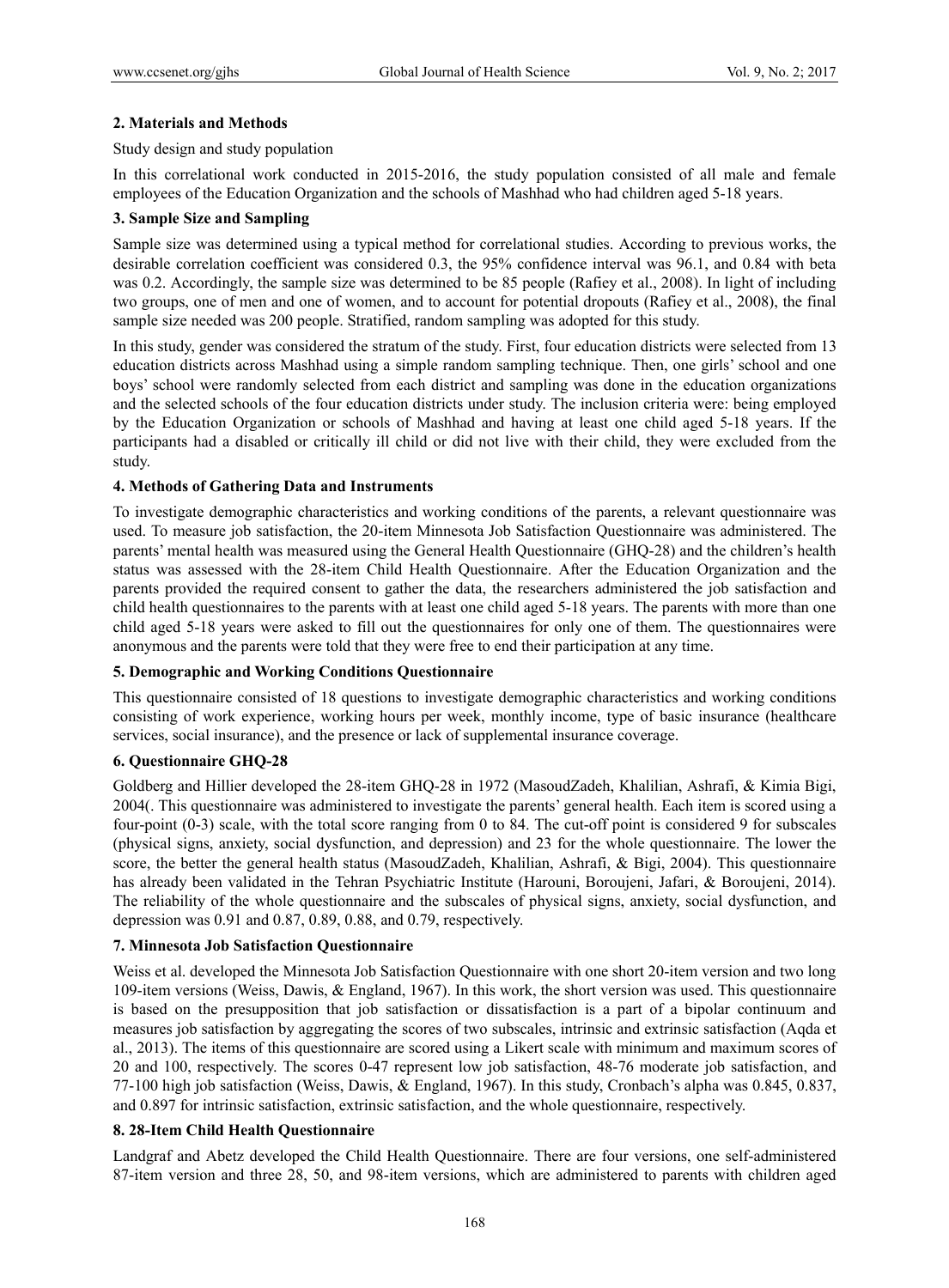## 2. Materials and Methods

Study design and study population

In this correlational work conducted in 2015-2016, the study population consisted of all male and female employees of the Education Organization and the schools of Mashhad who had children aged 5-18 years.

## 3. Sample Size and Sampling

Sample size was determined using a typical method for correlational studies. According to previous works, the desirable correlation coefficient was considered 0.3, the 95% confidence interval was 96.1, and 0.84 with beta was 0.2. Accordingly, the sample size was determined to be 85 people (Rafiey et al., 2008). In light of including two groups, one of men and one of women, and to account for potential dropouts (Rafiey et al., 2008), the final sample size needed was 200 people. Stratified, random sampling was adopted for this study.

In this study, gender was considered the stratum of the study. First, four education districts were selected from 13 education districts across Mashhad using a simple random sampling technique. Then, one girls' school and one boys' school were randomly selected from each district and sampling was done in the education organizations and the selected schools of the four education districts under study. The inclusion criteria were: being employed by the Education Organization or schools of Mashhad and having at least one child aged 5-18 years. If the participants had a disabled or critically ill child or did not live with their child, they were excluded from the study.

## 4. Methods of Gathering Data and Instruments

To investigate demographic characteristics and working conditions of the parents, a relevant questionnaire was used. To measure job satisfaction, the 20-item Minnesota Job Satisfaction Questionnaire was administered. The parents' mental health was measured using the General Health Questionnaire (GHQ-28) and the children's health status was assessed with the 28-item Child Health Questionnaire. After the Education Organization and the parents provided the required consent to gather the data, the researchers administered the job satisfaction and child health questionnaires to the parents with at least one child aged 5-18 years. The parents with more than one child aged 5-18 years were asked to fill out the questionnaires for only one of them. The questionnaires were anonymous and the parents were told that they were free to end their participation at any time.

## 5. Demographic and Working Conditions Questionnaire

This questionnaire consisted of 18 questions to investigate demographic characteristics and working conditions consisting of work experience, working hours per week, monthly income, type of basic insurance (healthcare services, social insurance), and the presence or lack of supplemental insurance coverage.

## 6. Questionnaire GHQ-28

Goldberg and Hillier developed the 28-item GHQ-28 in 1972 (MasoudZadeh, Khalilian, Ashrafi, & Kimia Bigi, 2004(. This questionnaire was administered to investigate the parents' general health. Each item is scored using a four-point (0-3) scale, with the total score ranging from 0 to 84. The cut-off point is considered 9 for subscales (physical signs, anxiety, social dysfunction, and depression) and 23 for the whole questionnaire. The lower the score, the better the general health status (MasoudZadeh, Khalilian, Ashrafi, & Bigi, 2004). This questionnaire has already been validated in the Tehran Psychiatric Institute (Harouni, Boroujeni, Jafari, & Boroujeni, 2014). The reliability of the whole questionnaire and the subscales of physical signs, anxiety, social dysfunction, and depression was 0.91 and 0.87, 0.89, 0.88, and 0.79, respectively.

## 7. Minnesota Job Satisfaction Questionnaire

Weiss et al. developed the Minnesota Job Satisfaction Questionnaire with one short 20-item version and two long 109-item versions (Weiss, Dawis, & England, 1967). In this work, the short version was used. This questionnaire is based on the presupposition that job satisfaction or dissatisfaction is a part of a bipolar continuum and measures job satisfaction by aggregating the scores of two subscales, intrinsic and extrinsic satisfaction (Aqda et al., 2013). The items of this questionnaire are scored using a Likert scale with minimum and maximum scores of 20 and 100, respectively. The scores 0-47 represent low job satisfaction, 48-76 moderate job satisfaction, and 77-100 high job satisfaction (Weiss, Dawis, & England, 1967). In this study, Cronbach's alpha was 0.845, 0.837, and 0.897 for intrinsic satisfaction, extrinsic satisfaction, and the whole questionnaire, respectively.

## 8. 28-Item Child Health Questionnaire

Landgraf and Abetz developed the Child Health Questionnaire. There are four versions, one self-administered 87-item version and three 28, 50, and 98-item versions, which are administered to parents with children aged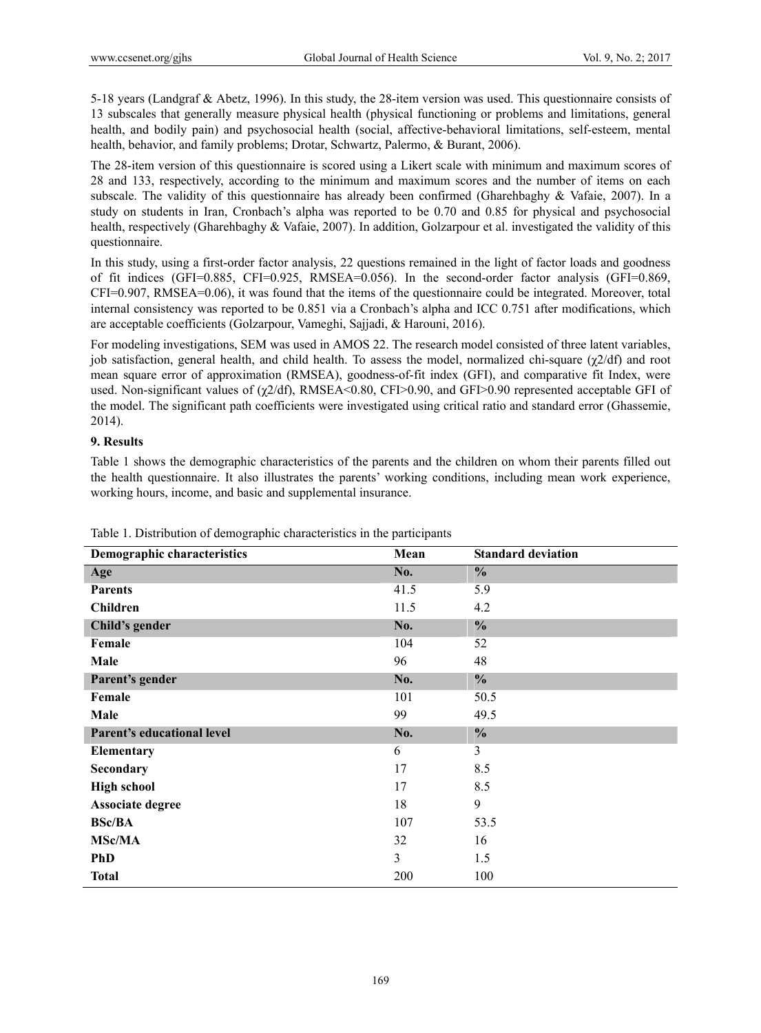5-18 years (Landgraf & Abetz, 1996). In this study, the 28-item version was used. This questionnaire consists of 13 subscales that generally measure physical health (physical functioning or problems and limitations, general health, and bodily pain) and psychosocial health (social, affective-behavioral limitations, self-esteem, mental health, behavior, and family problems; Drotar, Schwartz, Palermo, & Burant, 2006).

The 28-item version of this questionnaire is scored using a Likert scale with minimum and maximum scores of 28 and 133, respectively, according to the minimum and maximum scores and the number of items on each subscale. The validity of this questionnaire has already been confirmed (Gharehbaghy & Vafaie, 2007). In a study on students in Iran, Cronbach's alpha was reported to be 0.70 and 0.85 for physical and psychosocial health, respectively (Gharehbaghy & Vafaie, 2007). In addition, Golzarpour et al. investigated the validity of this questionnaire.

In this study, using a first-order factor analysis, 22 questions remained in the light of factor loads and goodness of fit indices (GFI=0.885, CFI=0.925, RMSEA=0.056). In the second-order factor analysis (GFI=0.869, CFI=0.907, RMSEA=0.06), it was found that the items of the questionnaire could be integrated. Moreover, total internal consistency was reported to be 0.851 via a Cronbach's alpha and ICC 0.751 after modifications, which are acceptable coefficients (Golzarpour, Vameghi, Sajjadi, & Harouni, 2016).

For modeling investigations, SEM was used in AMOS 22. The research model consisted of three latent variables, job satisfaction, general health, and child health. To assess the model, normalized chi-square ($\chi 2/df$) and root mean square error of approximation (RMSEA), goodness-of-fit index (GFI), and comparative fit Index, were used. Non-significant values of ($\chi 2/df$), RMSEA<0.80, CFI>0.90, and GFI>0.90 represented acceptable GFI of the model. The significant path coefficients were investigated using critical ratio and standard error (Ghassemie, 2014).

## 9. Results

Table 1 shows the demographic characteristics of the parents and the children on whom their parents filled out the health questionnaire. It also illustrates the parents' working conditions, including mean work experience, working hours, income, and basic and supplemental insurance.

Table 1. Distribution of demographic characteristics in the participants

| Demographic characteristics | Mean | Standard deviation |
|---|---|---|
| **Age** | **No.** | **%** |
| **Parents** | 41.5 | 5.9 |
| **Children** | 11.5 | 4.2 |
| **Child's gender** | **No.** | **%** |
| **Female** | 104 | 52 |
| **Male** | 96 | 48 |
| **Parent's gender** | **No.** | **%** |
| **Female** | 101 | 50.5 |
| **Male** | 99 | 49.5 |
| **Parent's educational level** | **No.** | **%** |
| **Elementary** | 6 | 3 |
| **Secondary** | 17 | 8.5 |
| **High school** | 17 | 8.5 |
| **Associate degree** | 18 | 9 |
| **BSc/BA** | 107 | 53.5 |
| **MSc/MA** | 32 | 16 |
| **PhD** | 3 | 1.5 |
| **Total** | 200 | 100 |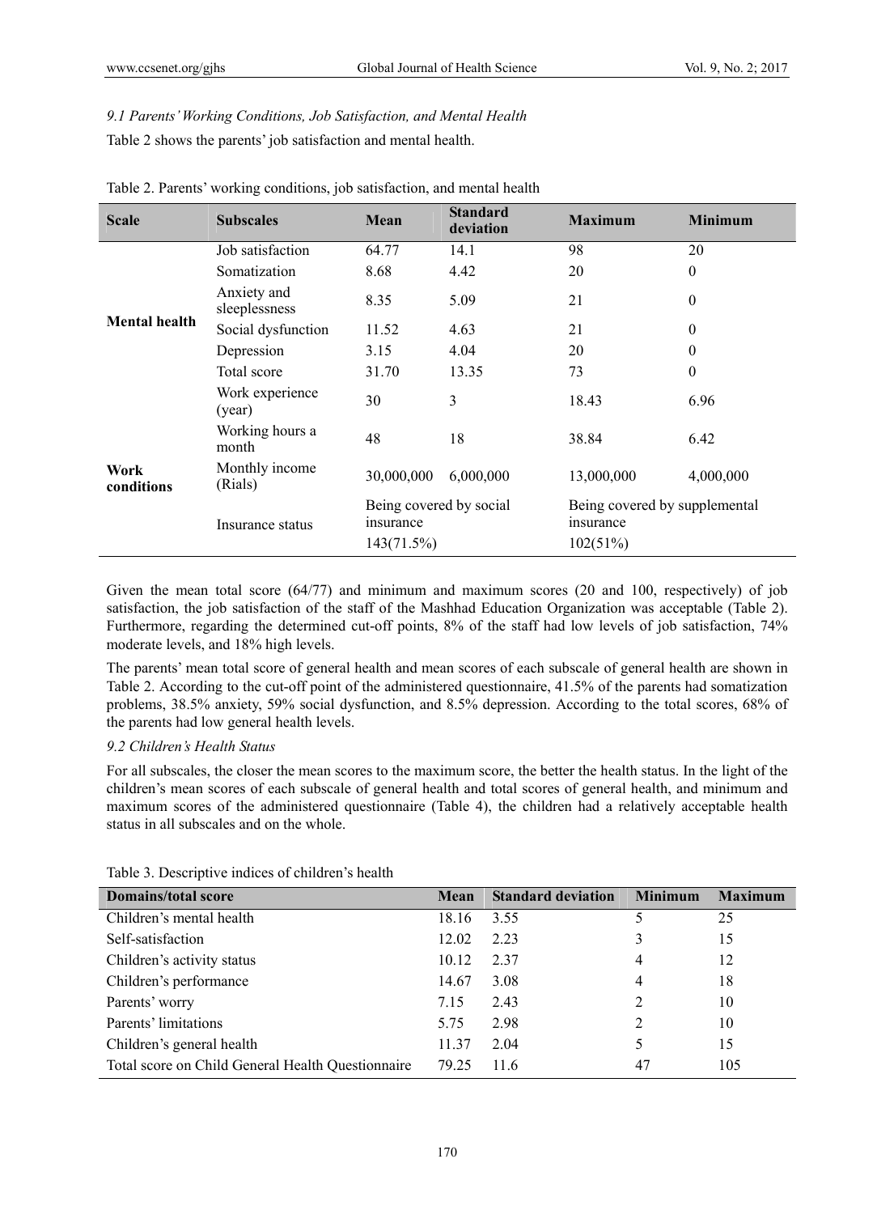### *9.1 Parents' Working Conditions, Job Satisfaction, and Mental Health*

Table 2 shows the parents' job satisfaction and mental health.

Table 2. Parents' working conditions, job satisfaction, and mental health

| Scale | Subscales | Mean | Standard deviation | Maximum | Minimum |
|---|---|---|---|---|---|
| **Mental health** | Job satisfaction | 64.77 | 14.1 | 98 | 20 |
| | Somatization | 8.68 | 4.42 | 20 | 0 |
| | Anxiety and sleeplessness | 8.35 | 5.09 | 21 | 0 |
| | Social dysfunction | 11.52 | 4.63 | 21 | 0 |
| | Depression | 3.15 | 4.04 | 20 | 0 |
| | Total score | 31.70 | 13.35 | 73 | 0 |
| **Work conditions** | Work experience (year) | 30 | 3 | 18.43 | 6.96 |
| | Working hours a month | 48 | 18 | 38.84 | 6.42 |
| | Monthly income (Rials) | 30,000,000 | 6,000,000 | 13,000,000 | 4,000,000 |
| | Insurance status | Being covered by social insurance | | Being covered by supplemental insurance | |
| | | 143(71.5%) | | 102(51%) | |

Given the mean total score (64/77) and minimum and maximum scores (20 and 100, respectively) of job satisfaction, the job satisfaction of the staff of the Mashhad Education Organization was acceptable (Table 2). Furthermore, regarding the determined cut-off points, 8% of the staff had low levels of job satisfaction, 74% moderate levels, and 18% high levels.

The parents' mean total score of general health and mean scores of each subscale of general health are shown in Table 2. According to the cut-off point of the administered questionnaire, 41.5% of the parents had somatization problems, 38.5% anxiety, 59% social dysfunction, and 8.5% depression. According to the total scores, 68% of the parents had low general health levels.

### *9.2 Children's Health Status*

For all subscales, the closer the mean scores to the maximum score, the better the health status. In the light of the children's mean scores of each subscale of general health and total scores of general health, and minimum and maximum scores of the administered questionnaire (Table 4), the children had a relatively acceptable health status in all subscales and on the whole.

Table 3. Descriptive indices of children's health

| Domains/total score | Mean | Standard deviation | Minimum | Maximum |
|---|---|---|---|---|
| Children's mental health | 18.16 | 3.55 | 5 | 25 |
| Self-satisfaction | 12.02 | 2.23 | 3 | 15 |
| Children's activity status | 10.12 | 2.37 | 4 | 12 |
| Children's performance | 14.67 | 3.08 | 4 | 18 |
| Parents' worry | 7.15 | 2.43 | 2 | 10 |
| Parents' limitations | 5.75 | 2.98 | 2 | 10 |
| Children's general health | 11.37 | 2.04 | 5 | 15 |
| Total score on Child General Health Questionnaire | 79.25 | 11.6 | 47 | 105 |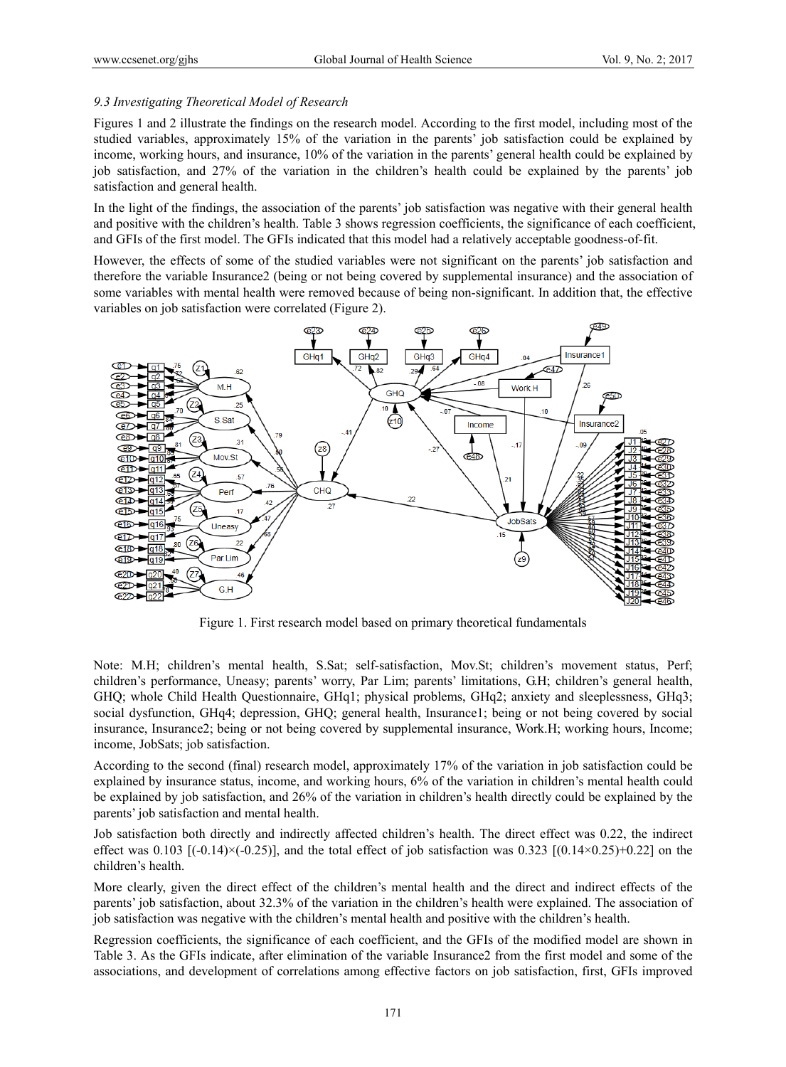*9.3 Investigating Theoretical Model of Research*

Figures 1 and 2 illustrate the findings on the research model. According to the first model, including most of the studied variables, approximately 15% of the variation in the parents' job satisfaction could be explained by income, working hours, and insurance, 10% of the variation in the parents' general health could be explained by job satisfaction, and 27% of the variation in the children's health could be explained by the parents' job satisfaction and general health.

In the light of the findings, the association of the parents' job satisfaction was negative with their general health and positive with the children's health. Table 3 shows regression coefficients, the significance of each coefficient, and GFIs of the first model. The GFIs indicated that this model had a relatively acceptable goodness-of-fit.

However, the effects of some of the studied variables were not significant on the parents' job satisfaction and therefore the variable Insurance2 (being or not being covered by supplemental insurance) and the association of some variables with mental health were removed because of being non-significant. In addition that, the effective variables on job satisfaction were correlated (Figure 2).

Figure 1. First research model based on primary theoretical fundamentals

Note: M.H; children's mental health, S.Sat; self-satisfaction, Mov.St; children's movement status, Perf; children's performance, Uneasy; parents' worry, Par Lim; parents' limitations, G.H; children's general health, GHQ; whole Child Health Questionnaire, GHq1; physical problems, GHq2; anxiety and sleeplessness, GHq3; social dysfunction, GHq4; depression, GHQ; general health, Insurance1; being or not being covered by social insurance, Insurance2; being or not being covered by supplemental insurance, Work.H; working hours, Income; income, JobSats; job satisfaction.

According to the second (final) research model, approximately 17% of the variation in job satisfaction could be explained by insurance status, income, and working hours, 6% of the variation in children's mental health could be explained by job satisfaction, and 26% of the variation in children's health directly could be explained by the parents' job satisfaction and mental health.

Job satisfaction both directly and indirectly affected children's health. The direct effect was 0.22, the indirect effect was 0.103 [(-0.14)×(-0.25)], and the total effect of job satisfaction was 0.323 [(0.14×0.25)+0.22] on the children's health.

More clearly, given the direct effect of the children's mental health and the direct and indirect effects of the parents' job satisfaction, about 32.3% of the variation in the children's health were explained. The association of job satisfaction was negative with the children's mental health and positive with the children's health.

Regression coefficients, the significance of each coefficient, and the GFIs of the modified model are shown in Table 3. As the GFIs indicate, after elimination of the variable Insurance2 from the first model and some of the associations, and development of correlations among effective factors on job satisfaction, first, GFIs improved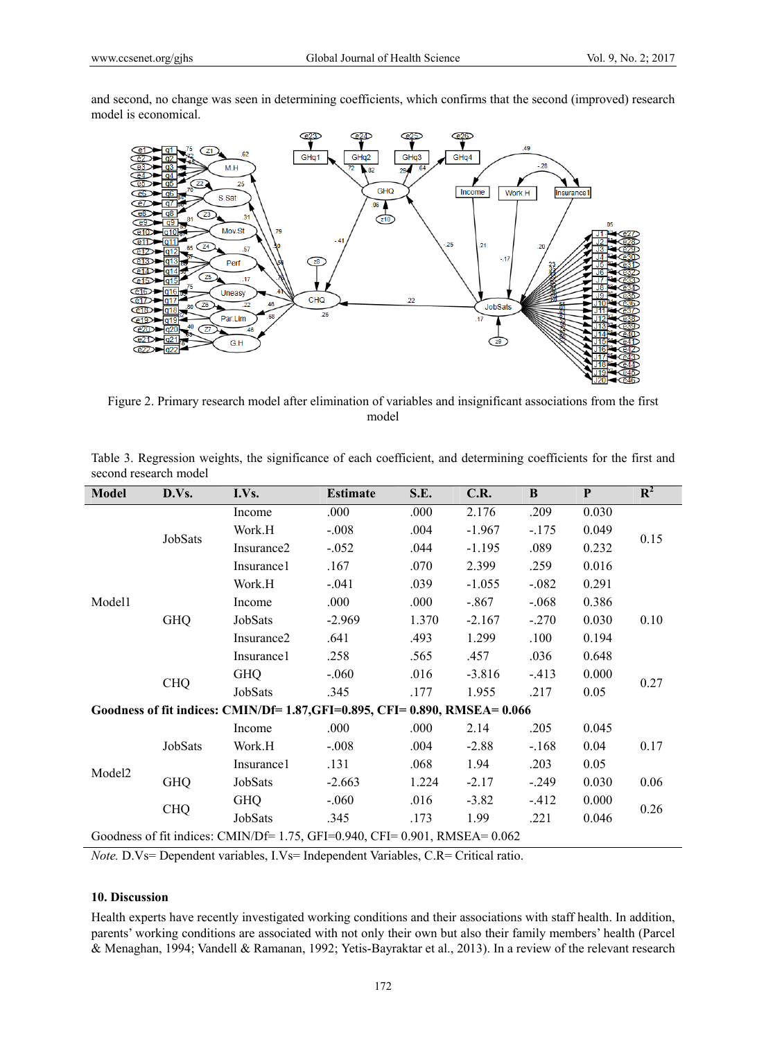and second, no change was seen in determining coefficients, which confirms that the second (improved) research model is economical.

Figure 2. Primary research model after elimination of variables and insignificant associations from the first model

Table 3. Regression weights, the significance of each coefficient, and determining coefficients for the first and second research model

| Model | D.Vs. | I.Vs. | Estimate | S.E. | C.R. | B | P | $R^2$ |
|---|---|---|---|---|---|---|---|---|
| Model1 | JobSats | Income | .000 | .000 | 2.176 | .209 | 0.030 | 0.15 |
| | | Work.H | -.008 | .004 | -1.967 | -.175 | 0.049 | |
| | | Insurance2 | -.052 | .044 | -1.195 | .089 | 0.232 | |
| | | Insurance1 | .167 | .070 | 2.399 | .259 | 0.016 | |
| | GHQ | Work.H | -.041 | .039 | -1.055 | -.082 | 0.291 | 0.10 |
| | | Income | .000 | .000 | -.867 | -.068 | 0.386 | |
| | | JobSats | -2.969 | 1.370 | -2.167 | -.270 | 0.030 | |
| | | Insurance2 | .641 | .493 | 1.299 | .100 | 0.194 | |
| | | Insurance1 | .258 | .565 | .457 | .036 | 0.648 | |
| | CHQ | GHQ | -.060 | .016 | -3.816 | -.413 | 0.000 | 0.27 |
| | | JobSats | .345 | .177 | 1.955 | .217 | 0.05 | |
| **Goodness of fit indices: CMIN/Df= 1.87,GFI=0.895, CFI= 0.890, RMSEA= 0.066** | | | | | | | | |
| Model2 | JobSats | Income | .000 | .000 | 2.14 | .205 | 0.045 | 0.17 |
| | | Work.H | -.008 | .004 | -2.88 | -.168 | 0.04 | |
| | | Insurance1 | .131 | .068 | 1.94 | .203 | 0.05 | |
| | GHQ | JobSats | -2.663 | 1.224 | -2.17 | -.249 | 0.030 | 0.06 |
| | CHQ | GHQ | -.060 | .016 | -3.82 | -.412 | 0.000 | 0.26 |
| | | JobSats | .345 | .173 | 1.99 | .221 | 0.046 | |
| Goodness of fit indices: CMIN/Df= 1.75, GFI=0.940, CFI= 0.901, RMSEA= 0.062 | | | | | | | | |

*Note.* D.Vs= Dependent variables, I.Vs= Independent Variables, C.R= Critical ratio.

### 10. Discussion

Health experts have recently investigated working conditions and their associations with staff health. In addition, parents' working conditions are associated with not only their own but also their family members' health (Parcel & Menaghan, 1994; Vandell & Ramanan, 1992; Yetis-Bayraktar et al., 2013). In a review of the relevant research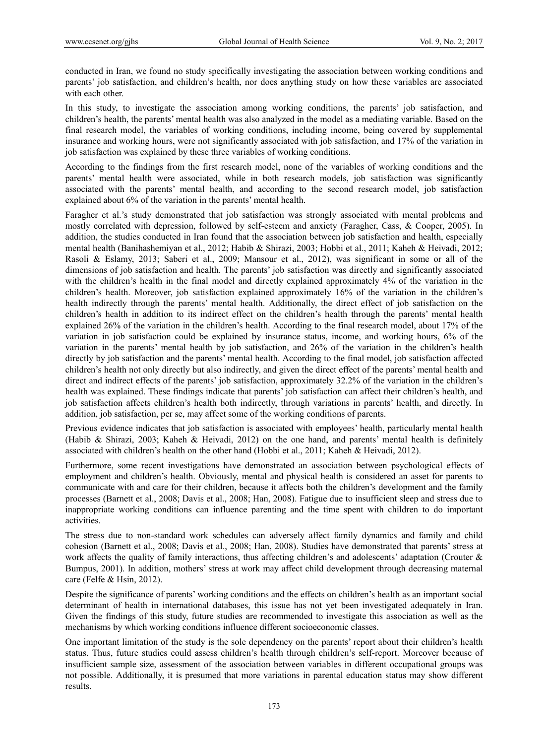conducted in Iran, we found no study specifically investigating the association between working conditions and parents' job satisfaction, and children's health, nor does anything study on how these variables are associated with each other.

In this study, to investigate the association among working conditions, the parents' job satisfaction, and children's health, the parents' mental health was also analyzed in the model as a mediating variable. Based on the final research model, the variables of working conditions, including income, being covered by supplemental insurance and working hours, were not significantly associated with job satisfaction, and 17% of the variation in job satisfaction was explained by these three variables of working conditions.

According to the findings from the first research model, none of the variables of working conditions and the parents' mental health were associated, while in both research models, job satisfaction was significantly associated with the parents' mental health, and according to the second research model, job satisfaction explained about 6% of the variation in the parents' mental health.

Faragher et al.'s study demonstrated that job satisfaction was strongly associated with mental problems and mostly correlated with depression, followed by self-esteem and anxiety (Faragher, Cass, & Cooper, 2005). In addition, the studies conducted in Iran found that the association between job satisfaction and health, especially mental health (Banihashemiyan et al., 2012; Habib & Shirazi, 2003; Hobbi et al., 2011; Kaheh & Heivadi, 2012; Rasoli & Eslamy, 2013; Saberi et al., 2009; Mansour et al., 2012), was significant in some or all of the dimensions of job satisfaction and health. The parents' job satisfaction was directly and significantly associated with the children's health in the final model and directly explained approximately 4% of the variation in the children's health. Moreover, job satisfaction explained approximately 16% of the variation in the children's health indirectly through the parents' mental health. Additionally, the direct effect of job satisfaction on the children's health in addition to its indirect effect on the children's health through the parents' mental health explained 26% of the variation in the children's health. According to the final research model, about 17% of the variation in job satisfaction could be explained by insurance status, income, and working hours, 6% of the variation in the parents' mental health by job satisfaction, and 26% of the variation in the children's health directly by job satisfaction and the parents' mental health. According to the final model, job satisfaction affected children's health not only directly but also indirectly, and given the direct effect of the parents' mental health and direct and indirect effects of the parents' job satisfaction, approximately 32.2% of the variation in the children's health was explained. These findings indicate that parents' job satisfaction can affect their children's health, and job satisfaction affects children's health both indirectly, through variations in parents' health, and directly. In addition, job satisfaction, per se, may affect some of the working conditions of parents.

Previous evidence indicates that job satisfaction is associated with employees' health, particularly mental health (Habib & Shirazi, 2003; Kaheh & Heivadi, 2012) on the one hand, and parents' mental health is definitely associated with children's health on the other hand (Hobbi et al., 2011; Kaheh & Heivadi, 2012).

Furthermore, some recent investigations have demonstrated an association between psychological effects of employment and children's health. Obviously, mental and physical health is considered an asset for parents to communicate with and care for their children, because it affects both the children's development and the family processes (Barnett et al., 2008; Davis et al., 2008; Han, 2008). Fatigue due to insufficient sleep and stress due to inappropriate working conditions can influence parenting and the time spent with children to do important activities.

The stress due to non-standard work schedules can adversely affect family dynamics and family and child cohesion (Barnett et al., 2008; Davis et al., 2008; Han, 2008). Studies have demonstrated that parents' stress at work affects the quality of family interactions, thus affecting children's and adolescents' adaptation (Crouter & Bumpus, 2001). In addition, mothers' stress at work may affect child development through decreasing maternal care (Felfe & Hsin, 2012).

Despite the significance of parents' working conditions and the effects on children's health as an important social determinant of health in international databases, this issue has not yet been investigated adequately in Iran. Given the findings of this study, future studies are recommended to investigate this association as well as the mechanisms by which working conditions influence different socioeconomic classes.

One important limitation of the study is the sole dependency on the parents' report about their children's health status. Thus, future studies could assess children's health through children's self-report. Moreover because of insufficient sample size, assessment of the association between variables in different occupational groups was not possible. Additionally, it is presumed that more variations in parental education status may show different results.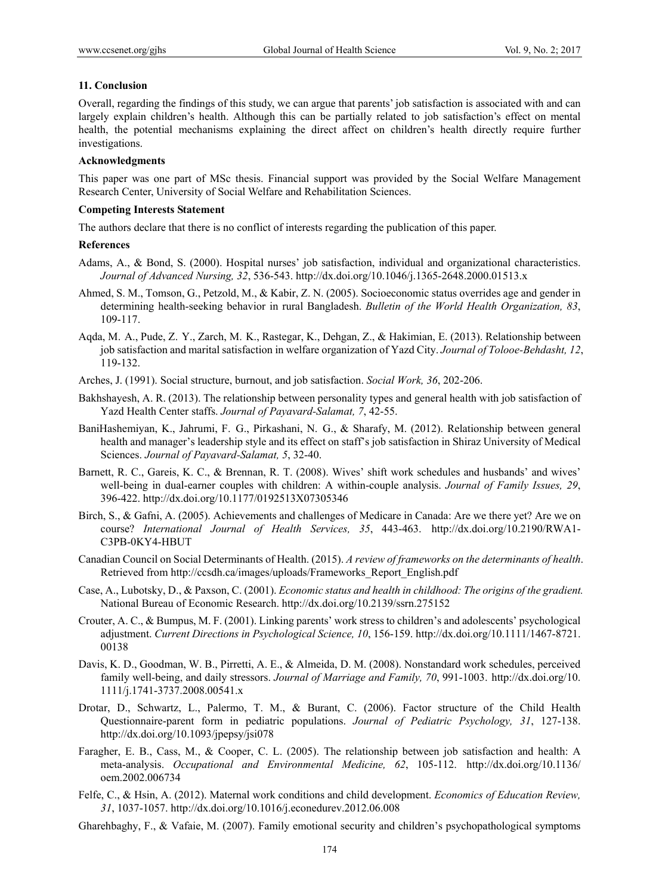### 11. Conclusion

Overall, regarding the findings of this study, we can argue that parents' job satisfaction is associated with and can largely explain children's health. Although this can be partially related to job satisfaction's effect on mental health, the potential mechanisms explaining the direct affect on children's health directly require further investigations.

### Acknowledgments

This paper was one part of MSc thesis. Financial support was provided by the Social Welfare Management Research Center, University of Social Welfare and Rehabilitation Sciences.

### Competing Interests Statement

The authors declare that there is no conflict of interests regarding the publication of this paper.

### References

Adams, A., & Bond, S. (2000). Hospital nurses' job satisfaction, individual and organizational characteristics. *Journal of Advanced Nursing, 32*, 536-543. http://dx.doi.org/10.1046/j.1365-2648.2000.01513.x

Ahmed, S. M., Tomson, G., Petzold, M., & Kabir, Z. N. (2005). Socioeconomic status overrides age and gender in determining health-seeking behavior in rural Bangladesh. *Bulletin of the World Health Organization, 83*, 109-117.

Aqda, M. A., Pude, Z. Y., Zarch, M. K., Rastegar, K., Dehgan, Z., & Hakimian, E. (2013). Relationship between job satisfaction and marital satisfaction in welfare organization of Yazd City. *Journal of Tolooe-Behdasht, 12*, 119-132.

Arches, J. (1991). Social structure, burnout, and job satisfaction. *Social Work, 36*, 202-206.

Bakhshayesh, A. R. (2013). The relationship between personality types and general health with job satisfaction of Yazd Health Center staffs. *Journal of Payavard-Salamat, 7*, 42-55.

BaniHashemiyan, K., Jahrumi, F. G., Pirkashani, N. G., & Sharafy, M. (2012). Relationship between general health and manager's leadership style and its effect on staff's job satisfaction in Shiraz University of Medical Sciences. *Journal of Payavard-Salamat, 5*, 32-40.

Barnett, R. C., Gareis, K. C., & Brennan, R. T. (2008). Wives' shift work schedules and husbands' and wives' well-being in dual-earner couples with children: A within-couple analysis. *Journal of Family Issues, 29*, 396-422. http://dx.doi.org/10.1177/0192513X07305346

Birch, S., & Gafni, A. (2005). Achievements and challenges of Medicare in Canada: Are we there yet? Are we on course? *International Journal of Health Services, 35*, 443-463. http://dx.doi.org/10.2190/RWA1-C3PB-0KY4-HBUT

Canadian Council on Social Determinants of Health. (2015). *A review of frameworks on the determinants of health*. Retrieved from http://ccsdh.ca/images/uploads/Frameworks_Report_English.pdf

Case, A., Lubotsky, D., & Paxson, C. (2001). *Economic status and health in childhood: The origins of the gradient.* National Bureau of Economic Research. http://dx.doi.org/10.2139/ssrn.275152

Crouter, A. C., & Bumpus, M. F. (2001). Linking parents' work stress to children's and adolescents' psychological adjustment. *Current Directions in Psychological Science, 10*, 156-159. http://dx.doi.org/10.1111/1467-8721.00138

Davis, K. D., Goodman, W. B., Pirretti, A. E., & Almeida, D. M. (2008). Nonstandard work schedules, perceived family well-being, and daily stressors. *Journal of Marriage and Family, 70*, 991-1003. http://dx.doi.org/10.1111/j.1741-3737.2008.00541.x

Drotar, D., Schwartz, L., Palermo, T. M., & Burant, C. (2006). Factor structure of the Child Health Questionnaire-parent form in pediatric populations. *Journal of Pediatric Psychology, 31*, 127-138. http://dx.doi.org/10.1093/jpepsy/jsi078

Faragher, E. B., Cass, M., & Cooper, C. L. (2005). The relationship between job satisfaction and health: A meta-analysis. *Occupational and Environmental Medicine, 62*, 105-112. http://dx.doi.org/10.1136/oem.2002.006734

Felfe, C., & Hsin, A. (2012). Maternal work conditions and child development. *Economics of Education Review, 31*, 1037-1057. http://dx.doi.org/10.1016/j.econedurev.2012.06.008

Gharehbaghy, F., & Vafaie, M. (2007). Family emotional security and children's psychopathological symptoms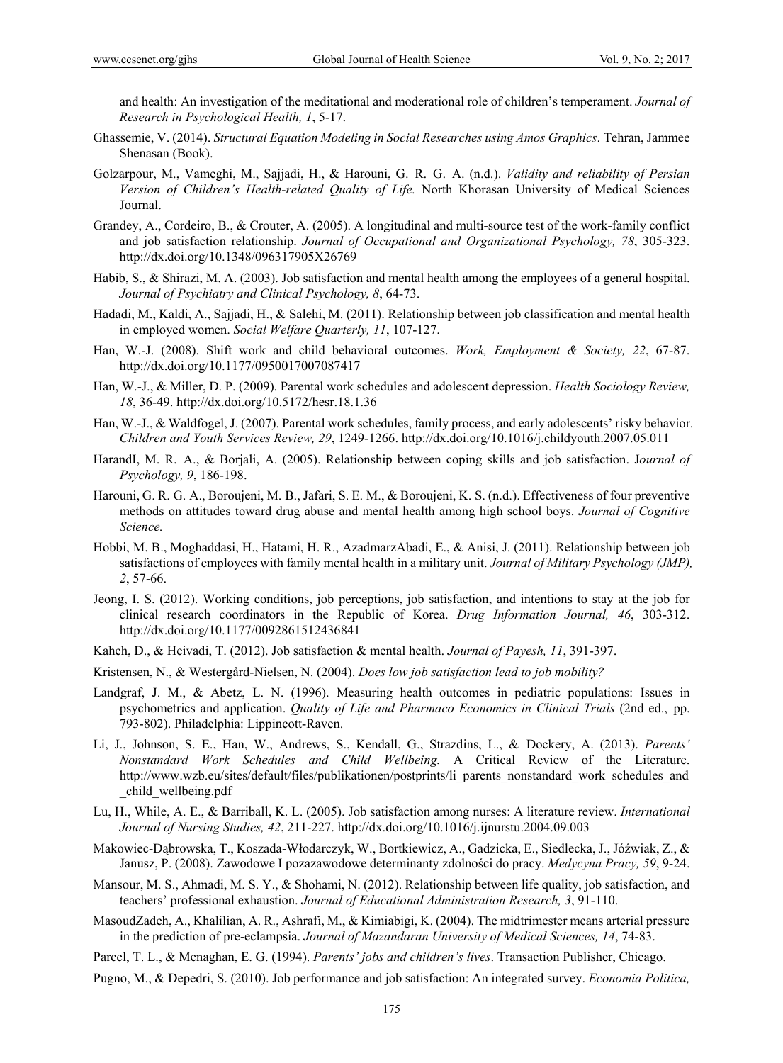and health: An investigation of the meditational and moderational role of children's temperament. *Journal of Research in Psychological Health, 1*, 5-17.

Ghassemie, V. (2014). *Structural Equation Modeling in Social Researches using Amos Graphics*. Tehran, Jammee Shenasan (Book).

Golzarpour, M., Vameghi, M., Sajjadi, H., & Harouni, G. R. G. A. (n.d.). *Validity and reliability of Persian Version of Children's Health-related Quality of Life.* North Khorasan University of Medical Sciences Journal.

Grandey, A., Cordeiro, B., & Crouter, A. (2005). A longitudinal and multi-source test of the work-family conflict and job satisfaction relationship. *Journal of Occupational and Organizational Psychology, 78*, 305-323. http://dx.doi.org/10.1348/096317905X26769

Habib, S., & Shirazi, M. A. (2003). Job satisfaction and mental health among the employees of a general hospital. *Journal of Psychiatry and Clinical Psychology, 8*, 64-73.

Hadadi, M., Kaldi, A., Sajjadi, H., & Salehi, M. (2011). Relationship between job classification and mental health in employed women. *Social Welfare Quarterly, 11*, 107-127.

Han, W.-J. (2008). Shift work and child behavioral outcomes. *Work, Employment & Society, 22*, 67-87. http://dx.doi.org/10.1177/0950017007087417

Han, W.-J., & Miller, D. P. (2009). Parental work schedules and adolescent depression. *Health Sociology Review, 18*, 36-49. http://dx.doi.org/10.5172/hesr.18.1.36

Han, W.-J., & Waldfogel, J. (2007). Parental work schedules, family process, and early adolescents' risky behavior. *Children and Youth Services Review, 29*, 1249-1266. http://dx.doi.org/10.1016/j.childyouth.2007.05.011

HarandI, M. R. A., & Borjali, A. (2005). Relationship between coping skills and job satisfaction. J*ournal of Psychology, 9*, 186-198.

Harouni, G. R. G. A., Boroujeni, M. B., Jafari, S. E. M., & Boroujeni, K. S. (n.d.). Effectiveness of four preventive methods on attitudes toward drug abuse and mental health among high school boys. *Journal of Cognitive Science.*

Hobbi, M. B., Moghaddasi, H., Hatami, H. R., AzadmarzAbadi, E., & Anisi, J. (2011). Relationship between job satisfactions of employees with family mental health in a military unit. *Journal of Military Psychology (JMP), 2*, 57-66.

Jeong, I. S. (2012). Working conditions, job perceptions, job satisfaction, and intentions to stay at the job for clinical research coordinators in the Republic of Korea. *Drug Information Journal, 46*, 303-312. http://dx.doi.org/10.1177/0092861512436841

Kaheh, D., & Heivadi, T. (2012). Job satisfaction & mental health. *Journal of Payesh, 11*, 391-397.

Kristensen, N., & Westergård-Nielsen, N. (2004). *Does low job satisfaction lead to job mobility?*

Landgraf, J. M., & Abetz, L. N. (1996). Measuring health outcomes in pediatric populations: Issues in psychometrics and application. *Quality of Life and Pharmaco Economics in Clinical Trials* (2nd ed., pp. 793-802). Philadelphia: Lippincott-Raven.

Li, J., Johnson, S. E., Han, W., Andrews, S., Kendall, G., Strazdins, L., & Dockery, A. (2013). *Parents' Nonstandard Work Schedules and Child Wellbeing.* A Critical Review of the Literature. http://www.wzb.eu/sites/default/files/publikationen/postprints/li_parents_nonstandard_work_schedules_and_child_wellbeing.pdf

Lu, H., While, A. E., & Barriball, K. L. (2005). Job satisfaction among nurses: A literature review. *International Journal of Nursing Studies, 42*, 211-227. http://dx.doi.org/10.1016/j.ijnurstu.2004.09.003

Makowiec-Dąbrowska, T., Koszada-Włodarczyk, W., Bortkiewicz, A., Gadzicka, E., Siedlecka, J., Jóźwiak, Z., & Janusz, P. (2008). Zawodowe I pozazawodowe determinanty zdolności do pracy. *Medycyna Pracy, 59*, 9-24.

Mansour, M. S., Ahmadi, M. S. Y., & Shohami, N. (2012). Relationship between life quality, job satisfaction, and teachers' professional exhaustion. *Journal of Educational Administration Research, 3*, 91-110.

MasoudZadeh, A., Khalilian, A. R., Ashrafi, M., & Kimiabigi, K. (2004). The midtrimester means arterial pressure in the prediction of pre-eclampsia. *Journal of Mazandaran University of Medical Sciences, 14*, 74-83.

Parcel, T. L., & Menaghan, E. G. (1994). *Parents' jobs and children's lives*. Transaction Publisher, Chicago.

Pugno, M., & Depedri, S. (2010). Job performance and job satisfaction: An integrated survey. *Economia Politica,*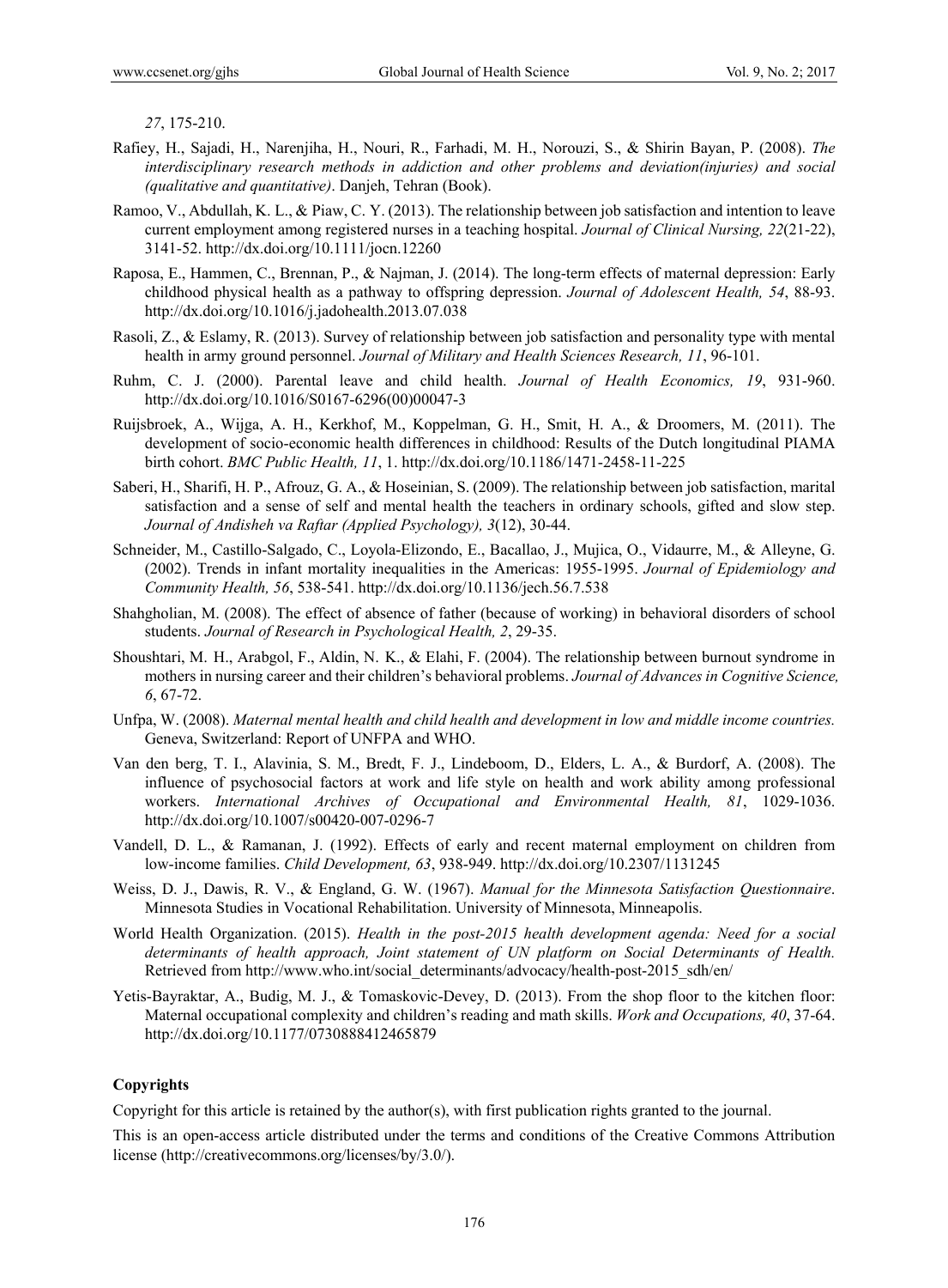*27*, 175-210.

Rafiey, H., Sajadi, H., Narenjiha, H., Nouri, R., Farhadi, M. H., Norouzi, S., & Shirin Bayan, P. (2008). *The interdisciplinary research methods in addiction and other problems and deviation(injuries) and social (qualitative and quantitative)*. Danjeh, Tehran (Book).

Ramoo, V., Abdullah, K. L., & Piaw, C. Y. (2013). The relationship between job satisfaction and intention to leave current employment among registered nurses in a teaching hospital. *Journal of Clinical Nursing, 22*(21-22), 3141-52. http://dx.doi.org/10.1111/jocn.12260

Raposa, E., Hammen, C., Brennan, P., & Najman, J. (2014). The long-term effects of maternal depression: Early childhood physical health as a pathway to offspring depression. *Journal of Adolescent Health, 54*, 88-93. http://dx.doi.org/10.1016/j.jadohealth.2013.07.038

Rasoli, Z., & Eslamy, R. (2013). Survey of relationship between job satisfaction and personality type with mental health in army ground personnel. *Journal of Military and Health Sciences Research, 11*, 96-101.

Ruhm, C. J. (2000). Parental leave and child health. *Journal of Health Economics, 19*, 931-960. http://dx.doi.org/10.1016/S0167-6296(00)00047-3

Ruijsbroek, A., Wijga, A. H., Kerkhof, M., Koppelman, G. H., Smit, H. A., & Droomers, M. (2011). The development of socio-economic health differences in childhood: Results of the Dutch longitudinal PIAMA birth cohort. *BMC Public Health, 11*, 1. http://dx.doi.org/10.1186/1471-2458-11-225

Saberi, H., Sharifi, H. P., Afrouz, G. A., & Hoseinian, S. (2009). The relationship between job satisfaction, marital satisfaction and a sense of self and mental health the teachers in ordinary schools, gifted and slow step. *Journal of Andisheh va Raftar (Applied Psychology), 3*(12), 30-44.

Schneider, M., Castillo-Salgado, C., Loyola-Elizondo, E., Bacallao, J., Mujica, O., Vidaurre, M., & Alleyne, G. (2002). Trends in infant mortality inequalities in the Americas: 1955-1995. *Journal of Epidemiology and Community Health, 56*, 538-541. http://dx.doi.org/10.1136/jech.56.7.538

Shahgholian, M. (2008). The effect of absence of father (because of working) in behavioral disorders of school students. *Journal of Research in Psychological Health, 2*, 29-35.

Shoushtari, M. H., Arabgol, F., Aldin, N. K., & Elahi, F. (2004). The relationship between burnout syndrome in mothers in nursing career and their children's behavioral problems. *Journal of Advances in Cognitive Science, 6*, 67-72.

Unfpa, W. (2008). *Maternal mental health and child health and development in low and middle income countries.* Geneva, Switzerland: Report of UNFPA and WHO.

Van den berg, T. I., Alavinia, S. M., Bredt, F. J., Lindeboom, D., Elders, L. A., & Burdorf, A. (2008). The influence of psychosocial factors at work and life style on health and work ability among professional workers. *International Archives of Occupational and Environmental Health, 81*, 1029-1036. http://dx.doi.org/10.1007/s00420-007-0296-7

Vandell, D. L., & Ramanan, J. (1992). Effects of early and recent maternal employment on children from low-income families. *Child Development, 63*, 938-949. http://dx.doi.org/10.2307/1131245

Weiss, D. J., Dawis, R. V., & England, G. W. (1967). *Manual for the Minnesota Satisfaction Questionnaire*. Minnesota Studies in Vocational Rehabilitation. University of Minnesota, Minneapolis.

World Health Organization. (2015). *Health in the post-2015 health development agenda: Need for a social determinants of health approach, Joint statement of UN platform on Social Determinants of Health.* Retrieved from http://www.who.int/social_determinants/advocacy/health-post-2015_sdh/en/

Yetis-Bayraktar, A., Budig, M. J., & Tomaskovic-Devey, D. (2013). From the shop floor to the kitchen floor: Maternal occupational complexity and children's reading and math skills. *Work and Occupations, 40*, 37-64. http://dx.doi.org/10.1177/0730888412465879

### Copyrights

Copyright for this article is retained by the author(s), with first publication rights granted to the journal.

This is an open-access article distributed under the terms and conditions of the Creative Commons Attribution license (http://creativecommons.org/licenses/by/3.0/).